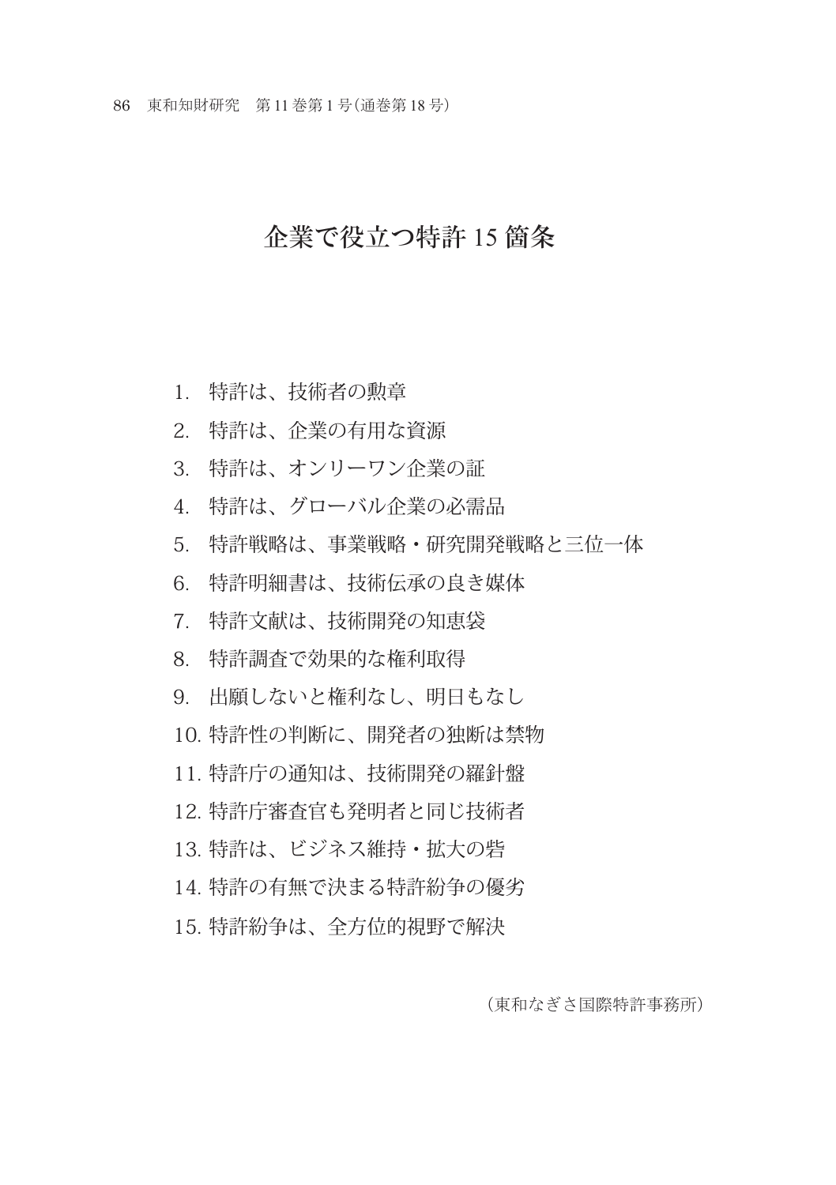# 企業で役立つ特許 15 箇条

1. 特許は、技術者の勲章
2. 特許は、企業の有用な資源
3. 特許は、オンリーワン企業の証
4. 特許は、グローバル企業の必需品
5. 特許戦略は、事業戦略・研究開発戦略と三位一体
6. 特許明細書は、技術伝承の良き媒体
7. 特許文献は、技術開発の知恵袋
8. 特許調査で効果的な権利取得
9. 出願しないと権利なし、明日もなし
10. 特許性の判断に、開発者の独断は禁物
11. 特許庁の通知は、技術開発の羅針盤
12. 特許庁審査官も発明者と同じ技術者
13. 特許は、ビジネス維持・拡大の砦
14. 特許の有無で決まる特許紛争の優劣
15. 特許紛争は、全方位的視野で解決

（東和なぎさ国際特許事務所）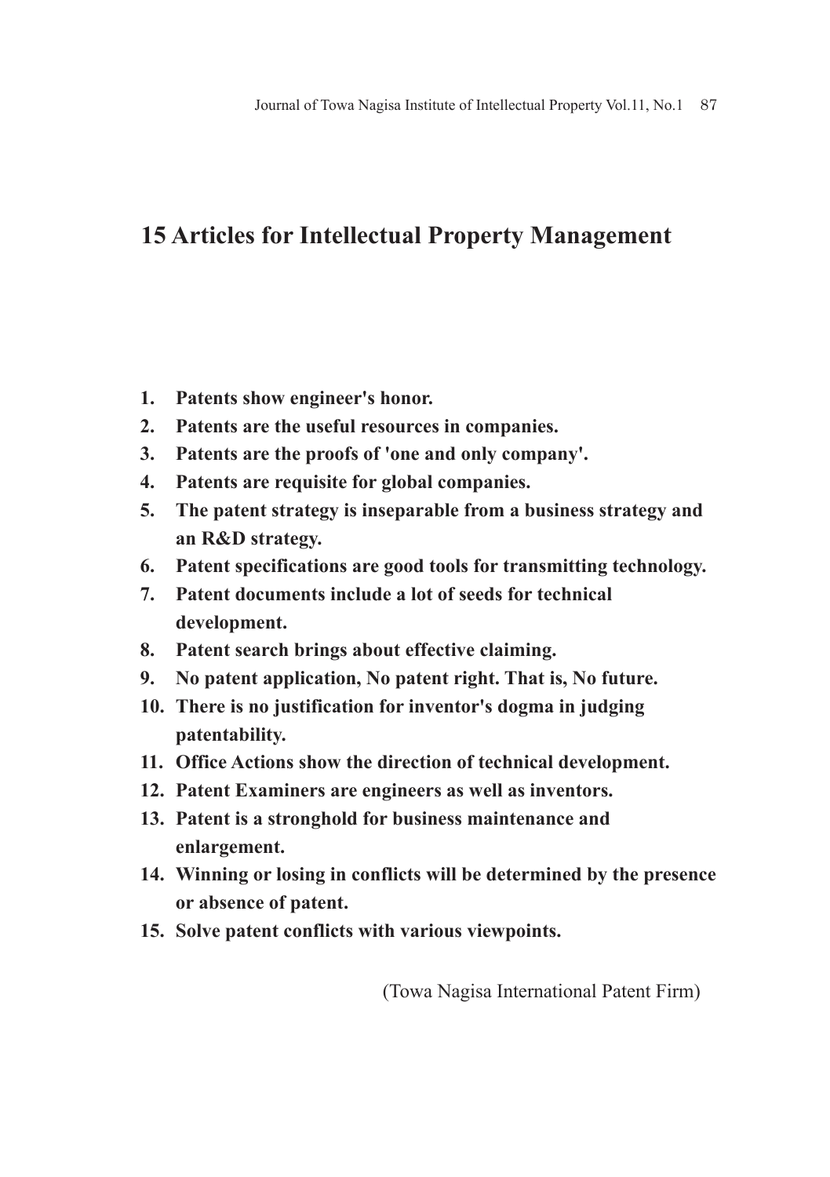# 15 Articles for Intellectual Property Management

1. **Patents show engineer's honor.**
2. **Patents are the useful resources in companies.**
3. **Patents are the proofs of 'one and only company'.**
4. **Patents are requisite for global companies.**
5. **The patent strategy is inseparable from a business strategy and an R&D strategy.**
6. **Patent specifications are good tools for transmitting technology.**
7. **Patent documents include a lot of seeds for technical development.**
8. **Patent search brings about effective claiming.**
9. **No patent application, No patent right. That is, No future.**
10. **There is no justification for inventor's dogma in judging patentability.**
11. **Office Actions show the direction of technical development.**
12. **Patent Examiners are engineers as well as inventors.**
13. **Patent is a stronghold for business maintenance and enlargement.**
14. **Winning or losing in conflicts will be determined by the presence or absence of patent.**
15. **Solve patent conflicts with various viewpoints.**

(Towa Nagisa International Patent Firm)